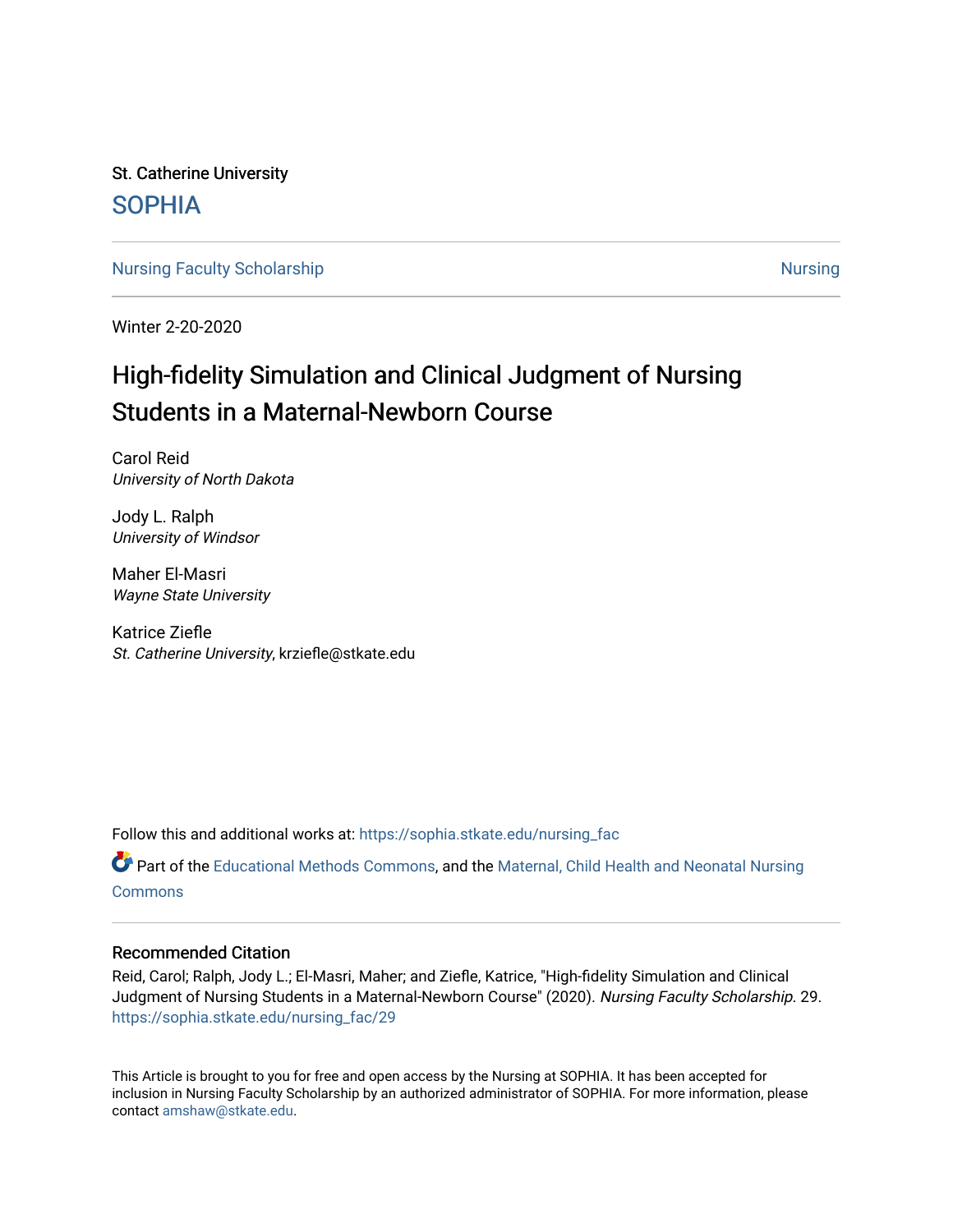St. Catherine University

SOPHIA

Nursing Faculty Scholarship | Nursing

Winter 2-20-2020

# High-fidelity Simulation and Clinical Judgment of Nursing Students in a Maternal-Newborn Course

Carol Reid
*University of North Dakota*

Jody L. Ralph
*University of Windsor*

Maher El-Masri
*Wayne State University*

Katrice Ziefle
*St. Catherine University*, krziefle@stkate.edu

Follow this and additional works at: https://sophia.stkate.edu/nursing_fac

Part of the Educational Methods Commons, and the Maternal, Child Health and Neonatal Nursing Commons

### Recommended Citation

Reid, Carol; Ralph, Jody L.; El-Masri, Maher; and Ziefle, Katrice, "High-fidelity Simulation and Clinical Judgment of Nursing Students in a Maternal-Newborn Course" (2020). *Nursing Faculty Scholarship*. 29.
https://sophia.stkate.edu/nursing_fac/29

This Article is brought to you for free and open access by the Nursing at SOPHIA. It has been accepted for inclusion in Nursing Faculty Scholarship by an authorized administrator of SOPHIA. For more information, please contact amshaw@stkate.edu.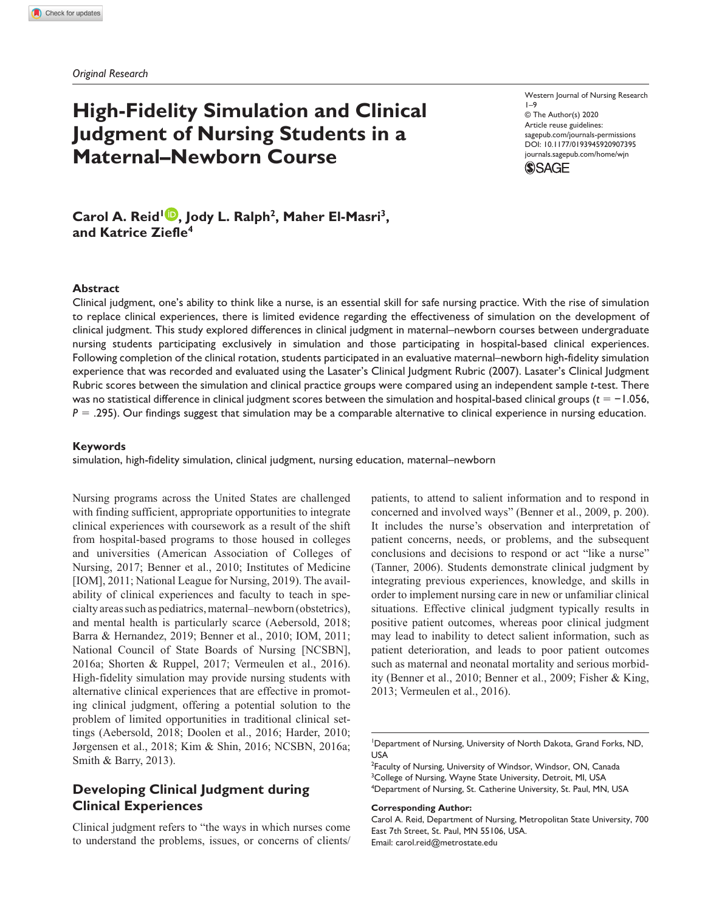*Original Research*

# High-Fidelity Simulation and Clinical Judgment of Nursing Students in a Maternal–Newborn Course

Western Journal of Nursing Research
1–9
© The Author(s) 2020
Article reuse guidelines:
sagepub.com/journals-permissions
DOI: 10.1177/0193945920907395
journals.sagepub.com/home/wjn

**Carol A. Reid[1], Jody L. Ralph[2], Maher El-Masri[3], and Katrice Ziefle[4]**

## Abstract

Clinical judgment, one's ability to think like a nurse, is an essential skill for safe nursing practice. With the rise of simulation to replace clinical experiences, there is limited evidence regarding the effectiveness of simulation on the development of clinical judgment. This study explored differences in clinical judgment in maternal–newborn courses between undergraduate nursing students participating exclusively in simulation and those participating in hospital-based clinical experiences. Following completion of the clinical rotation, students participated in an evaluative maternal–newborn high-fidelity simulation experience that was recorded and evaluated using the Lasater's Clinical Judgment Rubric (2007). Lasater's Clinical Judgment Rubric scores between the simulation and clinical practice groups were compared using an independent sample *t*-test. There was no statistical difference in clinical judgment scores between the simulation and hospital-based clinical groups ($t = -1.056$, $P = .295$). Our findings suggest that simulation may be a comparable alternative to clinical experience in nursing education.

## Keywords

simulation, high-fidelity simulation, clinical judgment, nursing education, maternal–newborn

Nursing programs across the United States are challenged with finding sufficient, appropriate opportunities to integrate clinical experiences with coursework as a result of the shift from hospital-based programs to those housed in colleges and universities (American Association of Colleges of Nursing, 2017; Benner et al., 2010; Institutes of Medicine [IOM], 2011; National League for Nursing, 2019). The availability of clinical experiences and faculty to teach in specialty areas such as pediatrics, maternal–newborn (obstetrics), and mental health is particularly scarce (Aebersold, 2018; Barra & Hernandez, 2019; Benner et al., 2010; IOM, 2011; National Council of State Boards of Nursing [NCSBN], 2016a; Shorten & Ruppel, 2017; Vermeulen et al., 2016). High-fidelity simulation may provide nursing students with alternative clinical experiences that are effective in promoting clinical judgment, offering a potential solution to the problem of limited opportunities in traditional clinical settings (Aebersold, 2018; Doolen et al., 2016; Harder, 2010; Jørgensen et al., 2018; Kim & Shin, 2016; NCSBN, 2016a; Smith & Barry, 2013).

## Developing Clinical Judgment during Clinical Experiences

Clinical judgment refers to "the ways in which nurses come to understand the problems, issues, or concerns of clients/patients, to attend to salient information and to respond in concerned and involved ways" (Benner et al., 2009, p. 200). It includes the nurse's observation and interpretation of patient concerns, needs, or problems, and the subsequent conclusions and decisions to respond or act "like a nurse" (Tanner, 2006). Students demonstrate clinical judgment by integrating previous experiences, knowledge, and skills in order to implement nursing care in new or unfamiliar clinical situations. Effective clinical judgment typically results in positive patient outcomes, whereas poor clinical judgment may lead to inability to detect salient information, such as patient deterioration, and leads to poor patient outcomes such as maternal and neonatal mortality and serious morbidity (Benner et al., 2010; Benner et al., 2009; Fisher & King, 2013; Vermeulen et al., 2016).

[1]Department of Nursing, University of North Dakota, Grand Forks, ND, USA
[2]Faculty of Nursing, University of Windsor, Windsor, ON, Canada
[3]College of Nursing, Wayne State University, Detroit, MI, USA
[4]Department of Nursing, St. Catherine University, St. Paul, MN, USA

**Corresponding Author:**
Carol A. Reid, Department of Nursing, Metropolitan State University, 700 East 7th Street, St. Paul, MN 55106, USA.
Email: carol.reid@metrostate.edu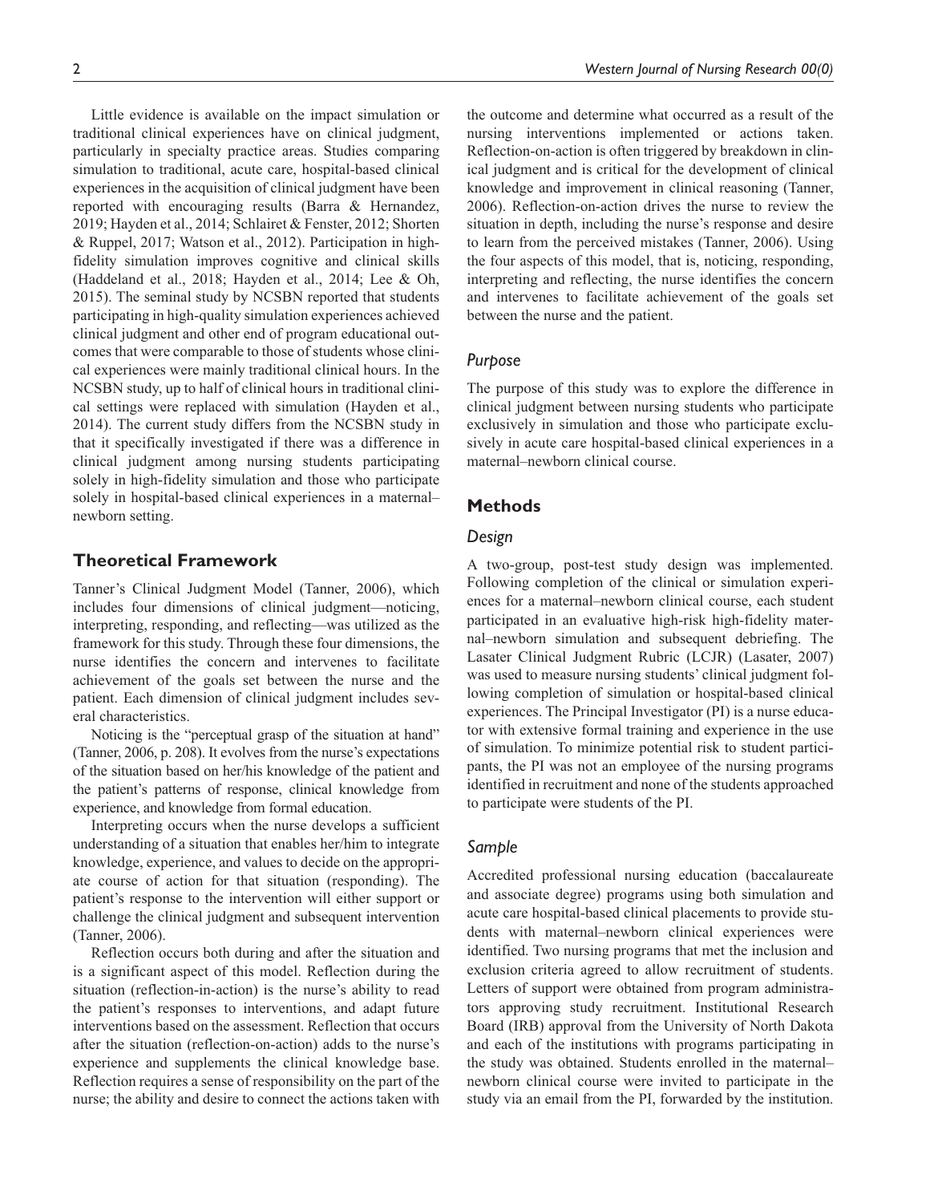Little evidence is available on the impact simulation or traditional clinical experiences have on clinical judgment, particularly in specialty practice areas. Studies comparing simulation to traditional, acute care, hospital-based clinical experiences in the acquisition of clinical judgment have been reported with encouraging results (Barra & Hernandez, 2019; Hayden et al., 2014; Schlairet & Fenster, 2012; Shorten & Ruppel, 2017; Watson et al., 2012). Participation in high-fidelity simulation improves cognitive and clinical skills (Haddeland et al., 2018; Hayden et al., 2014; Lee & Oh, 2015). The seminal study by NCSBN reported that students participating in high-quality simulation experiences achieved clinical judgment and other end of program educational outcomes that were comparable to those of students whose clinical experiences were mainly traditional clinical hours. In the NCSBN study, up to half of clinical hours in traditional clinical settings were replaced with simulation (Hayden et al., 2014). The current study differs from the NCSBN study in that it specifically investigated if there was a difference in clinical judgment among nursing students participating solely in high-fidelity simulation and those who participate solely in hospital-based clinical experiences in a maternal–newborn setting.

## Theoretical Framework

Tanner's Clinical Judgment Model (Tanner, 2006), which includes four dimensions of clinical judgment—noticing, interpreting, responding, and reflecting—was utilized as the framework for this study. Through these four dimensions, the nurse identifies the concern and intervenes to facilitate achievement of the goals set between the nurse and the patient. Each dimension of clinical judgment includes several characteristics.

Noticing is the "perceptual grasp of the situation at hand" (Tanner, 2006, p. 208). It evolves from the nurse's expectations of the situation based on her/his knowledge of the patient and the patient's patterns of response, clinical knowledge from experience, and knowledge from formal education.

Interpreting occurs when the nurse develops a sufficient understanding of a situation that enables her/him to integrate knowledge, experience, and values to decide on the appropriate course of action for that situation (responding). The patient's response to the intervention will either support or challenge the clinical judgment and subsequent intervention (Tanner, 2006).

Reflection occurs both during and after the situation and is a significant aspect of this model. Reflection during the situation (reflection-in-action) is the nurse's ability to read the patient's responses to interventions, and adapt future interventions based on the assessment. Reflection that occurs after the situation (reflection-on-action) adds to the nurse's experience and supplements the clinical knowledge base. Reflection requires a sense of responsibility on the part of the nurse; the ability and desire to connect the actions taken with the outcome and determine what occurred as a result of the nursing interventions implemented or actions taken. Reflection-on-action is often triggered by breakdown in clinical judgment and is critical for the development of clinical knowledge and improvement in clinical reasoning (Tanner, 2006). Reflection-on-action drives the nurse to review the situation in depth, including the nurse's response and desire to learn from the perceived mistakes (Tanner, 2006). Using the four aspects of this model, that is, noticing, responding, interpreting and reflecting, the nurse identifies the concern and intervenes to facilitate achievement of the goals set between the nurse and the patient.

### *Purpose*

The purpose of this study was to explore the difference in clinical judgment between nursing students who participate exclusively in simulation and those who participate exclusively in acute care hospital-based clinical experiences in a maternal–newborn clinical course.

## Methods

### *Design*

A two-group, post-test study design was implemented. Following completion of the clinical or simulation experiences for a maternal–newborn clinical course, each student participated in an evaluative high-risk high-fidelity maternal–newborn simulation and subsequent debriefing. The Lasater Clinical Judgment Rubric (LCJR) (Lasater, 2007) was used to measure nursing students' clinical judgment following completion of simulation or hospital-based clinical experiences. The Principal Investigator (PI) is a nurse educator with extensive formal training and experience in the use of simulation. To minimize potential risk to student participants, the PI was not an employee of the nursing programs identified in recruitment and none of the students approached to participate were students of the PI.

### *Sample*

Accredited professional nursing education (baccalaureate and associate degree) programs using both simulation and acute care hospital-based clinical placements to provide students with maternal–newborn clinical experiences were identified. Two nursing programs that met the inclusion and exclusion criteria agreed to allow recruitment of students. Letters of support were obtained from program administrators approving study recruitment. Institutional Research Board (IRB) approval from the University of North Dakota and each of the institutions with programs participating in the study was obtained. Students enrolled in the maternal–newborn clinical course were invited to participate in the study via an email from the PI, forwarded by the institution.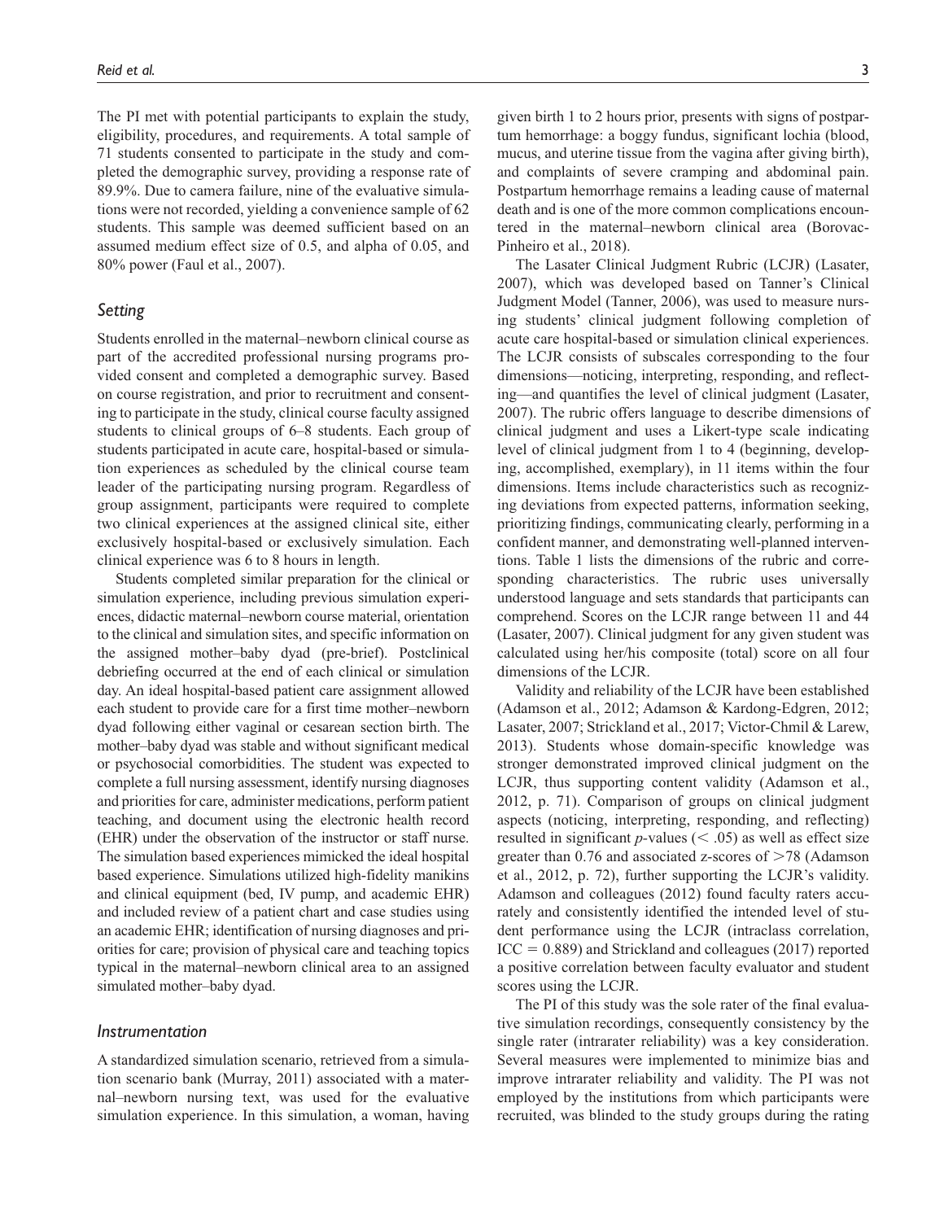The PI met with potential participants to explain the study, eligibility, procedures, and requirements. A total sample of 71 students consented to participate in the study and completed the demographic survey, providing a response rate of 89.9%. Due to camera failure, nine of the evaluative simulations were not recorded, yielding a convenience sample of 62 students. This sample was deemed sufficient based on an assumed medium effect size of 0.5, and alpha of 0.05, and 80% power (Faul et al., 2007).

### *Setting*

Students enrolled in the maternal–newborn clinical course as part of the accredited professional nursing programs provided consent and completed a demographic survey. Based on course registration, and prior to recruitment and consenting to participate in the study, clinical course faculty assigned students to clinical groups of 6–8 students. Each group of students participated in acute care, hospital-based or simulation experiences as scheduled by the clinical course team leader of the participating nursing program. Regardless of group assignment, participants were required to complete two clinical experiences at the assigned clinical site, either exclusively hospital-based or exclusively simulation. Each clinical experience was 6 to 8 hours in length.

Students completed similar preparation for the clinical or simulation experience, including previous simulation experiences, didactic maternal–newborn course material, orientation to the clinical and simulation sites, and specific information on the assigned mother–baby dyad (pre-brief). Postclinical debriefing occurred at the end of each clinical or simulation day. An ideal hospital-based patient care assignment allowed each student to provide care for a first time mother–newborn dyad following either vaginal or cesarean section birth. The mother–baby dyad was stable and without significant medical or psychosocial comorbidities. The student was expected to complete a full nursing assessment, identify nursing diagnoses and priorities for care, administer medications, perform patient teaching, and document using the electronic health record (EHR) under the observation of the instructor or staff nurse. The simulation based experiences mimicked the ideal hospital based experience. Simulations utilized high-fidelity manikins and clinical equipment (bed, IV pump, and academic EHR) and included review of a patient chart and case studies using an academic EHR; identification of nursing diagnoses and priorities for care; provision of physical care and teaching topics typical in the maternal–newborn clinical area to an assigned simulated mother–baby dyad.

### *Instrumentation*

A standardized simulation scenario, retrieved from a simulation scenario bank (Murray, 2011) associated with a maternal–newborn nursing text, was used for the evaluative simulation experience. In this simulation, a woman, having given birth 1 to 2 hours prior, presents with signs of postpartum hemorrhage: a boggy fundus, significant lochia (blood, mucus, and uterine tissue from the vagina after giving birth), and complaints of severe cramping and abdominal pain. Postpartum hemorrhage remains a leading cause of maternal death and is one of the more common complications encountered in the maternal–newborn clinical area (Borovac-Pinheiro et al., 2018).

The Lasater Clinical Judgment Rubric (LCJR) (Lasater, 2007), which was developed based on Tanner's Clinical Judgment Model (Tanner, 2006), was used to measure nursing students' clinical judgment following completion of acute care hospital-based or simulation clinical experiences. The LCJR consists of subscales corresponding to the four dimensions—noticing, interpreting, responding, and reflecting—and quantifies the level of clinical judgment (Lasater, 2007). The rubric offers language to describe dimensions of clinical judgment and uses a Likert-type scale indicating level of clinical judgment from 1 to 4 (beginning, developing, accomplished, exemplary), in 11 items within the four dimensions. Items include characteristics such as recognizing deviations from expected patterns, information seeking, prioritizing findings, communicating clearly, performing in a confident manner, and demonstrating well-planned interventions. Table 1 lists the dimensions of the rubric and corresponding characteristics. The rubric uses universally understood language and sets standards that participants can comprehend. Scores on the LCJR range between 11 and 44 (Lasater, 2007). Clinical judgment for any given student was calculated using her/his composite (total) score on all four dimensions of the LCJR.

Validity and reliability of the LCJR have been established (Adamson et al., 2012; Adamson & Kardong-Edgren, 2012; Lasater, 2007; Strickland et al., 2017; Victor-Chmil & Larew, 2013). Students whose domain-specific knowledge was stronger demonstrated improved clinical judgment on the LCJR, thus supporting content validity (Adamson et al., 2012, p. 71). Comparison of groups on clinical judgment aspects (noticing, interpreting, responding, and reflecting) resulted in significant *p*-values ($< .05$) as well as effect size greater than 0.76 and associated z-scores of $>78$ (Adamson et al., 2012, p. 72), further supporting the LCJR's validity. Adamson and colleagues (2012) found faculty raters accurately and consistently identified the intended level of student performance using the LCJR (intraclass correlation, ICC $= 0.889$) and Strickland and colleagues (2017) reported a positive correlation between faculty evaluator and student scores using the LCJR.

The PI of this study was the sole rater of the final evaluative simulation recordings, consequently consistency by the single rater (intrarater reliability) was a key consideration. Several measures were implemented to minimize bias and improve intrarater reliability and validity. The PI was not employed by the institutions from which participants were recruited, was blinded to the study groups during the rating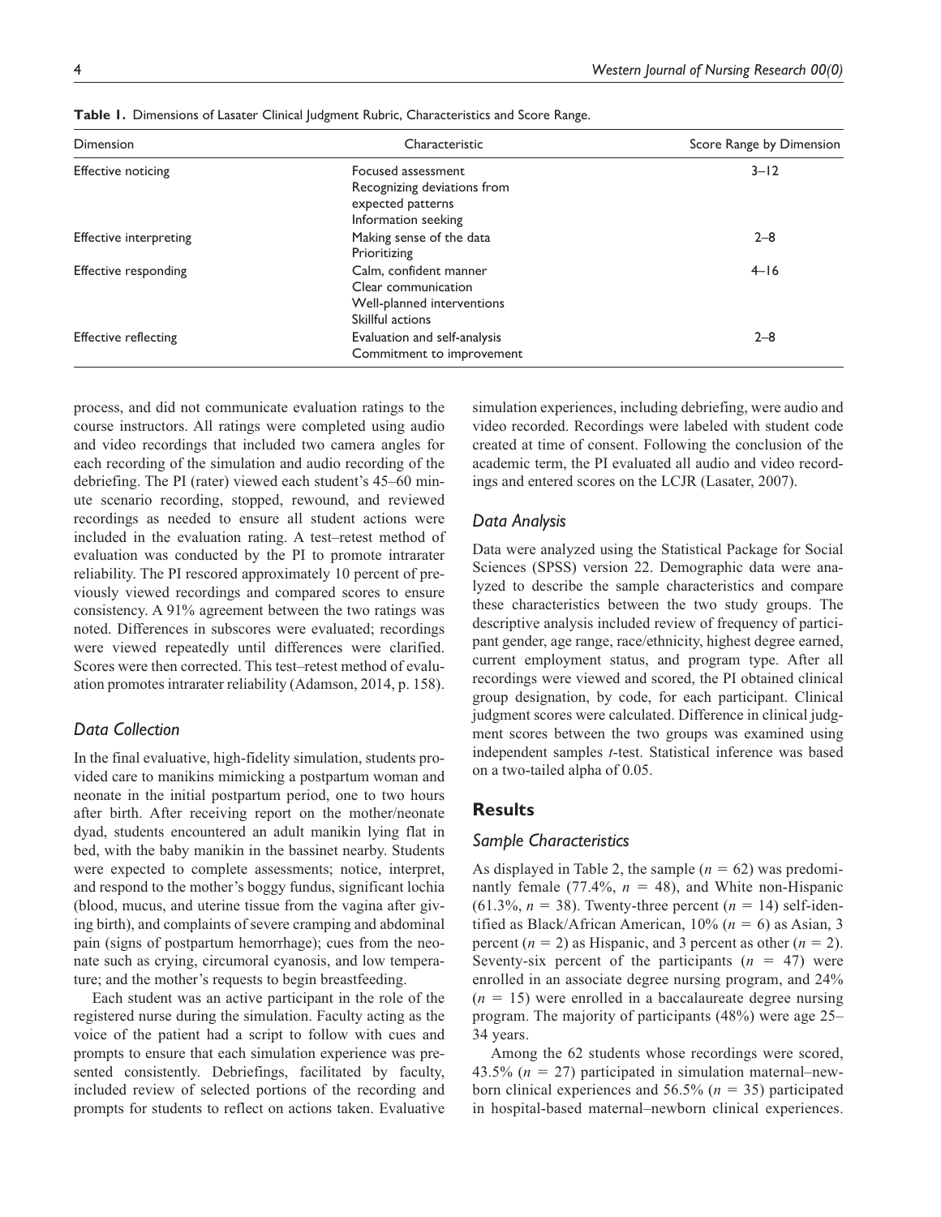**Table 1.** Dimensions of Lasater Clinical Judgment Rubric, Characteristics and Score Range.

| Dimension | Characteristic | Score Range by Dimension |
|---|---|---|
| Effective noticing | Focused assessment<br>Recognizing deviations from expected patterns<br>Information seeking | 3–12 |
| Effective interpreting | Making sense of the data<br>Prioritizing | 2–8 |
| Effective responding | Calm, confident manner<br>Clear communication<br>Well-planned interventions<br>Skillful actions | 4–16 |
| Effective reflecting | Evaluation and self-analysis<br>Commitment to improvement | 2–8 |

process, and did not communicate evaluation ratings to the course instructors. All ratings were completed using audio and video recordings that included two camera angles for each recording of the simulation and audio recording of the debriefing. The PI (rater) viewed each student's 45–60 minute scenario recording, stopped, rewound, and reviewed recordings as needed to ensure all student actions were included in the evaluation rating. A test–retest method of evaluation was conducted by the PI to promote intrarater reliability. The PI rescored approximately 10 percent of previously viewed recordings and compared scores to ensure consistency. A 91% agreement between the two ratings was noted. Differences in subscores were evaluated; recordings were viewed repeatedly until differences were clarified. Scores were then corrected. This test–retest method of evaluation promotes intrarater reliability (Adamson, 2014, p. 158).

### Data Collection

In the final evaluative, high-fidelity simulation, students provided care to manikins mimicking a postpartum woman and neonate in the initial postpartum period, one to two hours after birth. After receiving report on the mother/neonate dyad, students encountered an adult manikin lying flat in bed, with the baby manikin in the bassinet nearby. Students were expected to complete assessments; notice, interpret, and respond to the mother's boggy fundus, significant lochia (blood, mucus, and uterine tissue from the vagina after giving birth), and complaints of severe cramping and abdominal pain (signs of postpartum hemorrhage); cues from the neonate such as crying, circumoral cyanosis, and low temperature; and the mother's requests to begin breastfeeding.

Each student was an active participant in the role of the registered nurse during the simulation. Faculty acting as the voice of the patient had a script to follow with cues and prompts to ensure that each simulation experience was presented consistently. Debriefings, facilitated by faculty, included review of selected portions of the recording and prompts for students to reflect on actions taken. Evaluative simulation experiences, including debriefing, were audio and video recorded. Recordings were labeled with student code created at time of consent. Following the conclusion of the academic term, the PI evaluated all audio and video recordings and entered scores on the LCJR (Lasater, 2007).

### Data Analysis

Data were analyzed using the Statistical Package for Social Sciences (SPSS) version 22. Demographic data were analyzed to describe the sample characteristics and compare these characteristics between the two study groups. The descriptive analysis included review of frequency of participant gender, age range, race/ethnicity, highest degree earned, current employment status, and program type. After all recordings were viewed and scored, the PI obtained clinical group designation, by code, for each participant. Clinical judgment scores were calculated. Difference in clinical judgment scores between the two groups was examined using independent samples *t*-test. Statistical inference was based on a two-tailed alpha of 0.05.

## Results

### Sample Characteristics

As displayed in Table 2, the sample ($n$ = 62) was predominantly female (77.4%, $n$ = 48), and White non-Hispanic (61.3%, $n$ = 38). Twenty-three percent ($n$ = 14) self-identified as Black/African American, 10% ($n$ = 6) as Asian, 3 percent ($n$ = 2) as Hispanic, and 3 percent as other ($n$ = 2). Seventy-six percent of the participants ($n$ = 47) were enrolled in an associate degree nursing program, and 24% ($n$ = 15) were enrolled in a baccalaureate degree nursing program. The majority of participants (48%) were age 25–34 years.

Among the 62 students whose recordings were scored, 43.5% ($n$ = 27) participated in simulation maternal–newborn clinical experiences and 56.5% ($n$ = 35) participated in hospital-based maternal–newborn clinical experiences.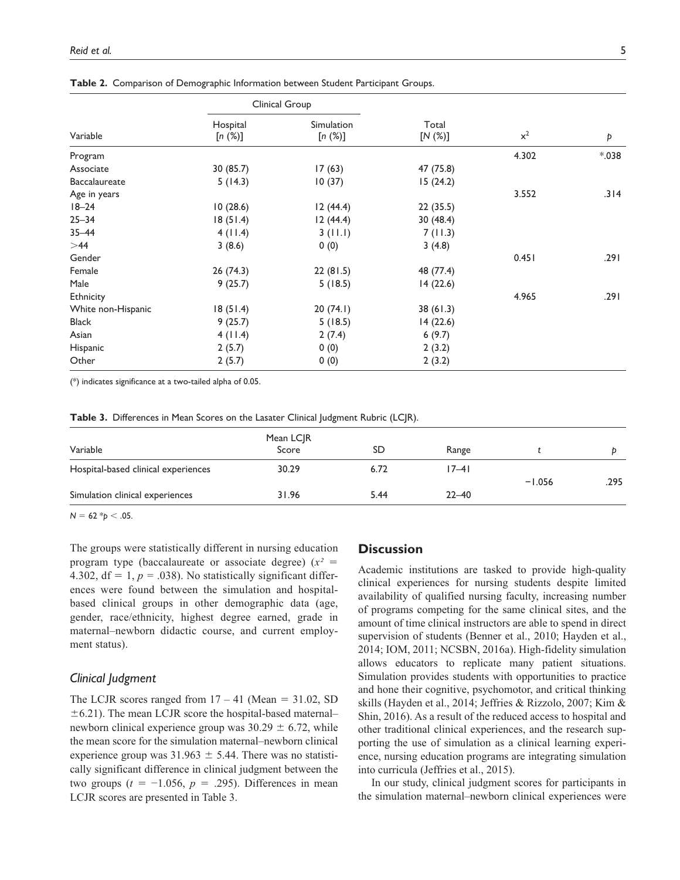**Table 2.** Comparison of Demographic Information between Student Participant Groups.

| | Clinical Group | | | | |
|---|---|---|---|---|---|
| Variable | Hospital [$n$ (%)] | Simulation [$n$ (%)] | Total [$N$ (%)] | $x^2$ | $p$ |
| Program | | | | 4.302 | *.038 |
| Associate | 30 (85.7) | 17 (63) | 47 (75.8) | | |
| Baccalaureate | 5 (14.3) | 10 (37) | 15 (24.2) | | |
| Age in years | | | | 3.552 | .314 |
| 18–24 | 10 (28.6) | 12 (44.4) | 22 (35.5) | | |
| 25–34 | 18 (51.4) | 12 (44.4) | 30 (48.4) | | |
| 35–44 | 4 (11.4) | 3 (11.1) | 7 (11.3) | | |
| >44 | 3 (8.6) | 0 (0) | 3 (4.8) | | |
| Gender | | | | 0.451 | .291 |
| Female | 26 (74.3) | 22 (81.5) | 48 (77.4) | | |
| Male | 9 (25.7) | 5 (18.5) | 14 (22.6) | | |
| Ethnicity | | | | 4.965 | .291 |
| White non-Hispanic | 18 (51.4) | 20 (74.1) | 38 (61.3) | | |
| Black | 9 (25.7) | 5 (18.5) | 14 (22.6) | | |
| Asian | 4 (11.4) | 2 (7.4) | 6 (9.7) | | |
| Hispanic | 2 (5.7) | 0 (0) | 2 (3.2) | | |
| Other | 2 (5.7) | 0 (0) | 2 (3.2) | | |

(*) indicates significance at a two-tailed alpha of 0.05.

**Table 3.** Differences in Mean Scores on the Lasater Clinical Judgment Rubric (LCJR).

| Variable | Mean LCJR Score | SD | Range | $t$ | $p$ |
|---|---|---|---|---|---|
| Hospital-based clinical experiences | 30.29 | 6.72 | 17–41 | −1.056 | .295 |
| Simulation clinical experiences | 31.96 | 5.44 | 22–40 | | |

$N = 62$ *$p < .05$.

The groups were statistically different in nursing education program type (baccalaureate or associate degree) ($x^2 = 4.302$, df $= 1$, $p = .038$). No statistically significant differences were found between the simulation and hospital-based clinical groups in other demographic data (age, gender, race/ethnicity, highest degree earned, grade in maternal–newborn didactic course, and current employment status).

### *Clinical Judgment*

The LCJR scores ranged from 17 – 41 (Mean = 31.02, SD ±6.21). The mean LCJR score the hospital-based maternal–newborn clinical experience group was 30.29 ± 6.72, while the mean score for the simulation maternal–newborn clinical experience group was 31.963 ± 5.44. There was no statistically significant difference in clinical judgment between the two groups ($t = -1.056$, $p = .295$). Differences in mean LCJR scores are presented in Table 3.

## Discussion

Academic institutions are tasked to provide high-quality clinical experiences for nursing students despite limited availability of qualified nursing faculty, increasing number of programs competing for the same clinical sites, and the amount of time clinical instructors are able to spend in direct supervision of students (Benner et al., 2010; Hayden et al., 2014; IOM, 2011; NCSBN, 2016a). High-fidelity simulation allows educators to replicate many patient situations. Simulation provides students with opportunities to practice and hone their cognitive, psychomotor, and critical thinking skills (Hayden et al., 2014; Jeffries & Rizzolo, 2007; Kim & Shin, 2016). As a result of the reduced access to hospital and other traditional clinical experiences, and the research supporting the use of simulation as a clinical learning experience, nursing education programs are integrating simulation into curricula (Jeffries et al., 2015).

In our study, clinical judgment scores for participants in the simulation maternal–newborn clinical experiences were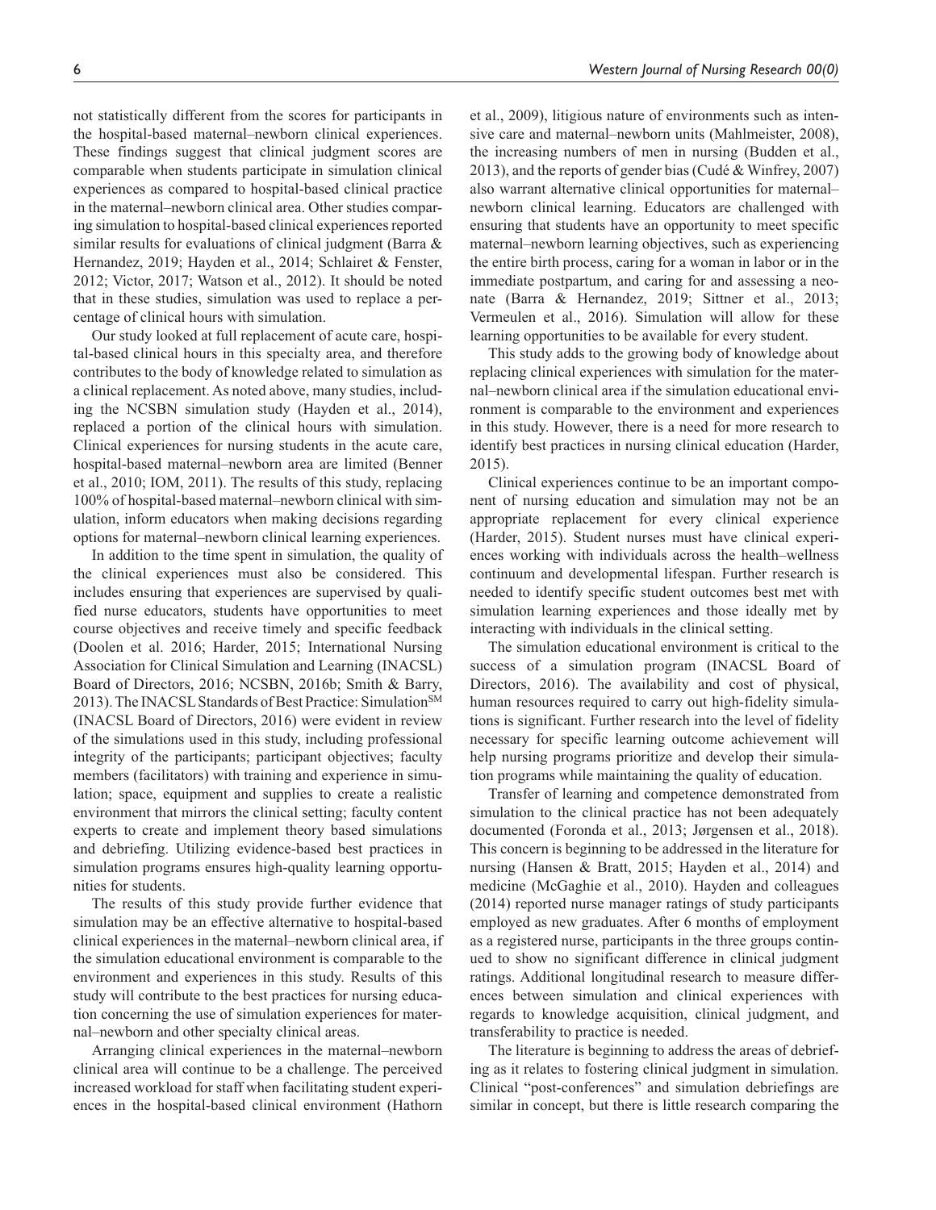not statistically different from the scores for participants in the hospital-based maternal–newborn clinical experiences. These findings suggest that clinical judgment scores are comparable when students participate in simulation clinical experiences as compared to hospital-based clinical practice in the maternal–newborn clinical area. Other studies comparing simulation to hospital-based clinical experiences reported similar results for evaluations of clinical judgment (Barra & Hernandez, 2019; Hayden et al., 2014; Schlairet & Fenster, 2012; Victor, 2017; Watson et al., 2012). It should be noted that in these studies, simulation was used to replace a percentage of clinical hours with simulation.

Our study looked at full replacement of acute care, hospital-based clinical hours in this specialty area, and therefore contributes to the body of knowledge related to simulation as a clinical replacement. As noted above, many studies, including the NCSBN simulation study (Hayden et al., 2014), replaced a portion of the clinical hours with simulation. Clinical experiences for nursing students in the acute care, hospital-based maternal–newborn area are limited (Benner et al., 2010; IOM, 2011). The results of this study, replacing 100% of hospital-based maternal–newborn clinical with simulation, inform educators when making decisions regarding options for maternal–newborn clinical learning experiences.

In addition to the time spent in simulation, the quality of the clinical experiences must also be considered. This includes ensuring that experiences are supervised by qualified nurse educators, students have opportunities to meet course objectives and receive timely and specific feedback (Doolen et al. 2016; Harder, 2015; International Nursing Association for Clinical Simulation and Learning (INACSL) Board of Directors, 2016; NCSBN, 2016b; Smith & Barry, 2013). The INACSL Standards of Best Practice: Simulation[SM] (INACSL Board of Directors, 2016) were evident in review of the simulations used in this study, including professional integrity of the participants; participant objectives; faculty members (facilitators) with training and experience in simulation; space, equipment and supplies to create a realistic environment that mirrors the clinical setting; faculty content experts to create and implement theory based simulations and debriefing. Utilizing evidence-based best practices in simulation programs ensures high-quality learning opportunities for students.

The results of this study provide further evidence that simulation may be an effective alternative to hospital-based clinical experiences in the maternal–newborn clinical area, if the simulation educational environment is comparable to the environment and experiences in this study. Results of this study will contribute to the best practices for nursing education concerning the use of simulation experiences for maternal–newborn and other specialty clinical areas.

Arranging clinical experiences in the maternal–newborn clinical area will continue to be a challenge. The perceived increased workload for staff when facilitating student experiences in the hospital-based clinical environment (Hathorn et al., 2009), litigious nature of environments such as intensive care and maternal–newborn units (Mahlmeister, 2008), the increasing numbers of men in nursing (Budden et al., 2013), and the reports of gender bias (Cudé & Winfrey, 2007) also warrant alternative clinical opportunities for maternal–newborn clinical learning. Educators are challenged with ensuring that students have an opportunity to meet specific maternal–newborn learning objectives, such as experiencing the entire birth process, caring for a woman in labor or in the immediate postpartum, and caring for and assessing a neonate (Barra & Hernandez, 2019; Sittner et al., 2013; Vermeulen et al., 2016). Simulation will allow for these learning opportunities to be available for every student.

This study adds to the growing body of knowledge about replacing clinical experiences with simulation for the maternal–newborn clinical area if the simulation educational environment is comparable to the environment and experiences in this study. However, there is a need for more research to identify best practices in nursing clinical education (Harder, 2015).

Clinical experiences continue to be an important component of nursing education and simulation may not be an appropriate replacement for every clinical experience (Harder, 2015). Student nurses must have clinical experiences working with individuals across the health–wellness continuum and developmental lifespan. Further research is needed to identify specific student outcomes best met with simulation learning experiences and those ideally met by interacting with individuals in the clinical setting.

The simulation educational environment is critical to the success of a simulation program (INACSL Board of Directors, 2016). The availability and cost of physical, human resources required to carry out high-fidelity simulations is significant. Further research into the level of fidelity necessary for specific learning outcome achievement will help nursing programs prioritize and develop their simulation programs while maintaining the quality of education.

Transfer of learning and competence demonstrated from simulation to the clinical practice has not been adequately documented (Foronda et al., 2013; Jørgensen et al., 2018). This concern is beginning to be addressed in the literature for nursing (Hansen & Bratt, 2015; Hayden et al., 2014) and medicine (McGaghie et al., 2010). Hayden and colleagues (2014) reported nurse manager ratings of study participants employed as new graduates. After 6 months of employment as a registered nurse, participants in the three groups continued to show no significant difference in clinical judgment ratings. Additional longitudinal research to measure differences between simulation and clinical experiences with regards to knowledge acquisition, clinical judgment, and transferability to practice is needed.

The literature is beginning to address the areas of debriefing as it relates to fostering clinical judgment in simulation. Clinical "post-conferences" and simulation debriefings are similar in concept, but there is little research comparing the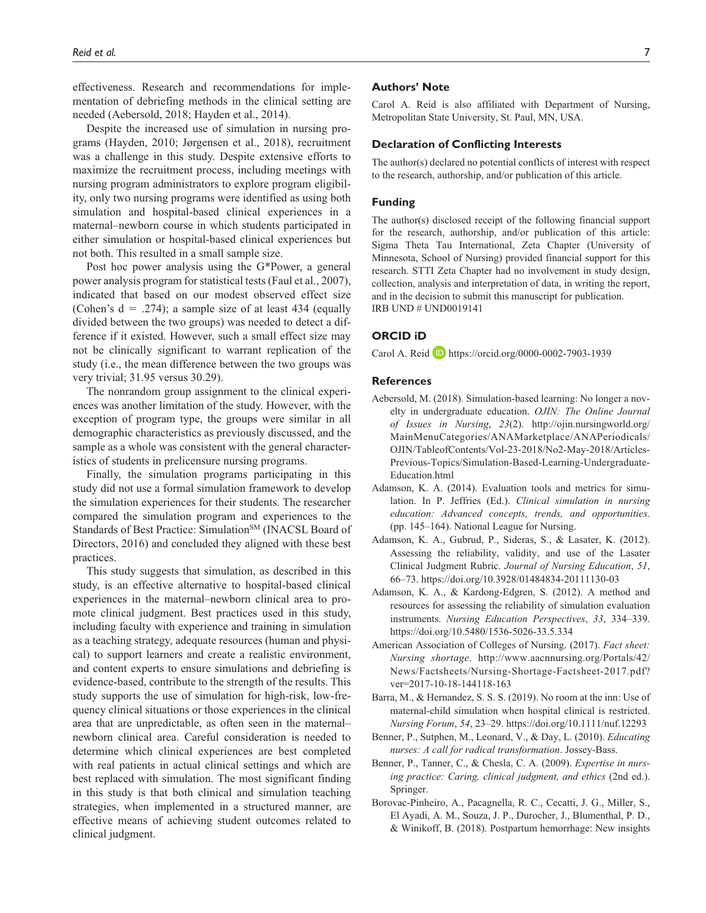effectiveness. Research and recommendations for implementation of debriefing methods in the clinical setting are needed (Aebersold, 2018; Hayden et al., 2014).

Despite the increased use of simulation in nursing programs (Hayden, 2010; Jørgensen et al., 2018), recruitment was a challenge in this study. Despite extensive efforts to maximize the recruitment process, including meetings with nursing program administrators to explore program eligibility, only two nursing programs were identified as using both simulation and hospital-based clinical experiences in a maternal–newborn course in which students participated in either simulation or hospital-based clinical experiences but not both. This resulted in a small sample size.

Post hoc power analysis using the G*Power, a general power analysis program for statistical tests (Faul et al., 2007), indicated that based on our modest observed effect size (Cohen's $d = .274$); a sample size of at least 434 (equally divided between the two groups) was needed to detect a difference if it existed. However, such a small effect size may not be clinically significant to warrant replication of the study (i.e., the mean difference between the two groups was very trivial; 31.95 versus 30.29).

The nonrandom group assignment to the clinical experiences was another limitation of the study. However, with the exception of program type, the groups were similar in all demographic characteristics as previously discussed, and the sample as a whole was consistent with the general characteristics of students in prelicensure nursing programs.

Finally, the simulation programs participating in this study did not use a formal simulation framework to develop the simulation experiences for their students. The researcher compared the simulation program and experiences to the Standards of Best Practice: Simulation[SM] (INACSL Board of Directors, 2016) and concluded they aligned with these best practices.

This study suggests that simulation, as described in this study, is an effective alternative to hospital-based clinical experiences in the maternal–newborn clinical area to promote clinical judgment. Best practices used in this study, including faculty with experience and training in simulation as a teaching strategy, adequate resources (human and physical) to support learners and create a realistic environment, and content experts to ensure simulations and debriefing is evidence-based, contribute to the strength of the results. This study supports the use of simulation for high-risk, low-frequency clinical situations or those experiences in the clinical area that are unpredictable, as often seen in the maternal–newborn clinical area. Careful consideration is needed to determine which clinical experiences are best completed with real patients in actual clinical settings and which are best replaced with simulation. The most significant finding in this study is that both clinical and simulation teaching strategies, when implemented in a structured manner, are effective means of achieving student outcomes related to clinical judgment.

## Authors' Note

Carol A. Reid is also affiliated with Department of Nursing, Metropolitan State University, St. Paul, MN, USA.

## Declaration of Conflicting Interests

The author(s) declared no potential conflicts of interest with respect to the research, authorship, and/or publication of this article.

## Funding

The author(s) disclosed receipt of the following financial support for the research, authorship, and/or publication of this article: Sigma Theta Tau International, Zeta Chapter (University of Minnesota, School of Nursing) provided financial support for this research. STTI Zeta Chapter had no involvement in study design, collection, analysis and interpretation of data, in writing the report, and in the decision to submit this manuscript for publication.
IRB UND # UND0019141

## ORCID iD

Carol A. Reid https://orcid.org/0000-0002-7903-1939

## References

Aebersold, M. (2018). Simulation-based learning: No longer a novelty in undergraduate education. *OJIN: The Online Journal of Issues in Nursing*, *23*(2). http://ojin.nursingworld.org/MainMenuCategories/ANAMarketplace/ANAPeriodicals/OJIN/TableofContents/Vol-23-2018/No2-May-2018/Articles-Previous-Topics/Simulation-Based-Learning-Undergraduate-Education.html

Adamson, K. A. (2014). Evaluation tools and metrics for simulation. In P. Jeffries (Ed.). *Clinical simulation in nursing education: Advanced concepts, trends, and opportunities*. (pp. 145–164). National League for Nursing.

Adamson, K. A., Gubrud, P., Sideras, S., & Lasater, K. (2012). Assessing the reliability, validity, and use of the Lasater Clinical Judgment Rubric. *Journal of Nursing Education*, *51*, 66–73. https://doi.org/10.3928/01484834-20111130-03

Adamson, K. A., & Kardong-Edgren, S. (2012). A method and resources for assessing the reliability of simulation evaluation instruments. *Nursing Education Perspectives*, *33*, 334–339. https://doi.org/10.5480/1536-5026-33.5.334

American Association of Colleges of Nursing. (2017). *Fact sheet: Nursing shortage*. http://www.aacnnursing.org/Portals/42/News/Factsheets/Nursing-Shortage-Factsheet-2017.pdf?ver=2017-10-18-144118-163

Barra, M., & Hernandez, S. S. S. (2019). No room at the inn: Use of maternal-child simulation when hospital clinical is restricted. *Nursing Forum*, *54*, 23–29. https://doi.org/10.1111/nuf.12293

Benner, P., Sutphen, M., Leonard, V., & Day, L. (2010). *Educating nurses: A call for radical transformation*. Jossey-Bass.

Benner, P., Tanner, C., & Chesla, C. A. (2009). *Expertise in nursing practice: Caring, clinical judgment, and ethics* (2nd ed.). Springer.

Borovac-Pinheiro, A., Pacagnella, R. C., Cecatti, J. G., Miller, S., El Ayadi, A. M., Souza, J. P., Durocher, J., Blumenthal, P. D., & Winikoff, B. (2018). Postpartum hemorrhage: New insights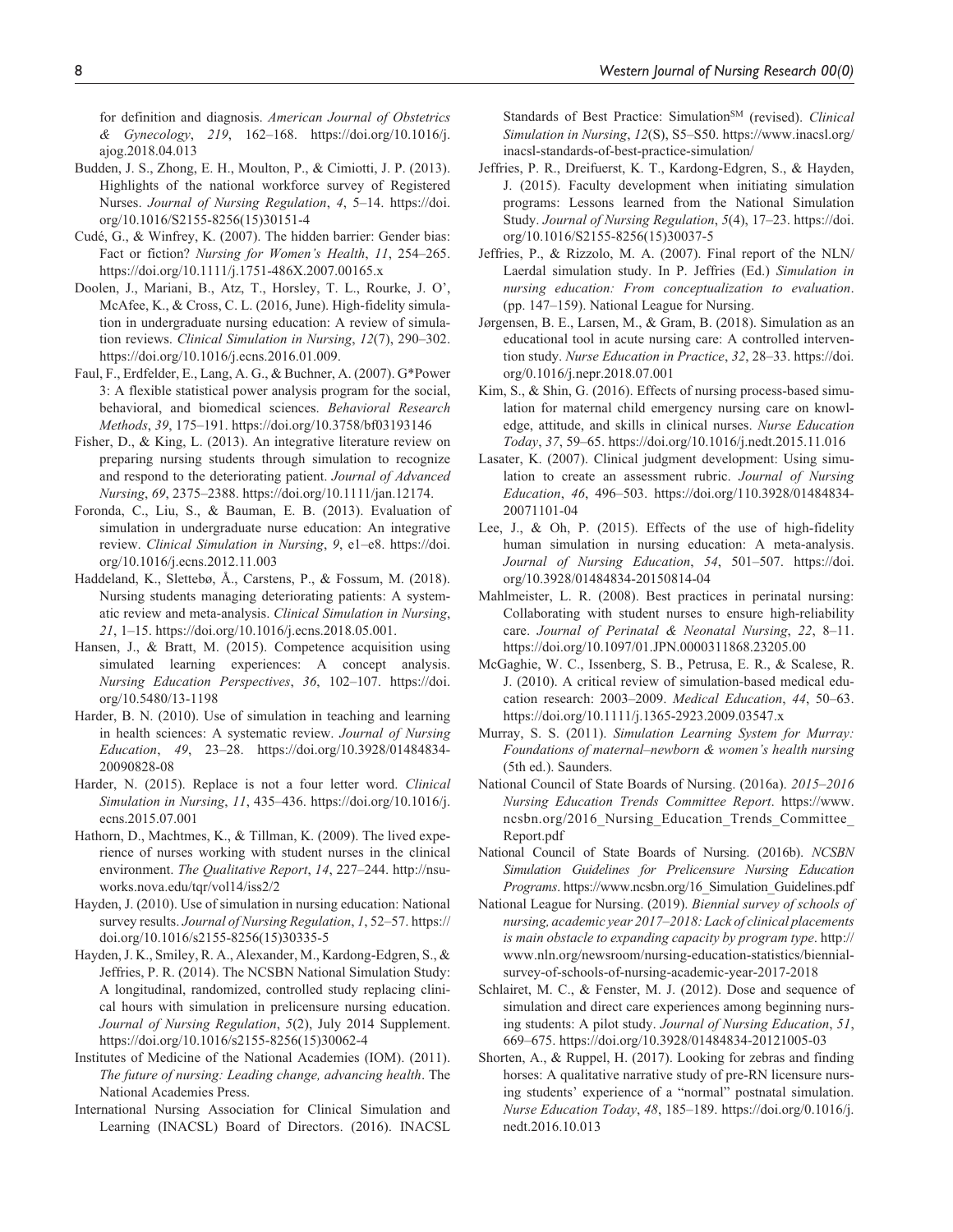for definition and diagnosis. *American Journal of Obstetrics & Gynecology*, *219*, 162–168. https://doi.org/10.1016/j.ajog.2018.04.013

Budden, J. S., Zhong, E. H., Moulton, P., & Cimiotti, J. P. (2013). Highlights of the national workforce survey of Registered Nurses. *Journal of Nursing Regulation*, *4*, 5–14. https://doi.org/10.1016/S2155-8256(15)30151-4

Cudé, G., & Winfrey, K. (2007). The hidden barrier: Gender bias: Fact or fiction? *Nursing for Women's Health*, *11*, 254–265. https://doi.org/10.1111/j.1751-486X.2007.00165.x

Doolen, J., Mariani, B., Atz, T., Horsley, T. L., Rourke, J. O', McAfee, K., & Cross, C. L. (2016, June). High-fidelity simulation in undergraduate nursing education: A review of simulation reviews. *Clinical Simulation in Nursing*, *12*(7), 290–302. https://doi.org/10.1016/j.ecns.2016.01.009.

Faul, F., Erdfelder, E., Lang, A. G., & Buchner, A. (2007). G*Power 3: A flexible statistical power analysis program for the social, behavioral, and biomedical sciences. *Behavioral Research Methods*, *39*, 175–191. https://doi.org/10.3758/bf03193146

Fisher, D., & King, L. (2013). An integrative literature review on preparing nursing students through simulation to recognize and respond to the deteriorating patient. *Journal of Advanced Nursing*, *69*, 2375–2388. https://doi.org/10.1111/jan.12174.

Foronda, C., Liu, S., & Bauman, E. B. (2013). Evaluation of simulation in undergraduate nurse education: An integrative review. *Clinical Simulation in Nursing*, *9*, e1–e8. https://doi.org/10.1016/j.ecns.2012.11.003

Haddeland, K., Slettebø, Å., Carstens, P., & Fossum, M. (2018). Nursing students managing deteriorating patients: A systematic review and meta-analysis. *Clinical Simulation in Nursing*, *21*, 1–15. https://doi.org/10.1016/j.ecns.2018.05.001.

Hansen, J., & Bratt, M. (2015). Competence acquisition using simulated learning experiences: A concept analysis. *Nursing Education Perspectives*, *36*, 102–107. https://doi.org/10.5480/13-1198

Harder, B. N. (2010). Use of simulation in teaching and learning in health sciences: A systematic review. *Journal of Nursing Education*, *49*, 23–28. https://doi.org/10.3928/01484834-20090828-08

Harder, N. (2015). Replace is not a four letter word. *Clinical Simulation in Nursing*, *11*, 435–436. https://doi.org/10.1016/j.ecns.2015.07.001

Hathorn, D., Machtmes, K., & Tillman, K. (2009). The lived experience of nurses working with student nurses in the clinical environment. *The Qualitative Report*, *14*, 227–244. http://nsuworks.nova.edu/tqr/vol14/iss2/2

Hayden, J. (2010). Use of simulation in nursing education: National survey results. *Journal of Nursing Regulation*, *1*, 52–57. https://doi.org/10.1016/s2155-8256(15)30335-5

Hayden, J. K., Smiley, R. A., Alexander, M., Kardong-Edgren, S., & Jeffries, P. R. (2014). The NCSBN National Simulation Study: A longitudinal, randomized, controlled study replacing clinical hours with simulation in prelicensure nursing education. *Journal of Nursing Regulation*, *5*(2), July 2014 Supplement. https://doi.org/10.1016/s2155-8256(15)30062-4

Institutes of Medicine of the National Academies (IOM). (2011). *The future of nursing: Leading change, advancing health*. The National Academies Press.

International Nursing Association for Clinical Simulation and Learning (INACSL) Board of Directors. (2016). INACSL Standards of Best Practice: Simulation[SM] (revised). *Clinical Simulation in Nursing*, *12*(S), S5–S50. https://www.inacsl.org/inacsl-standards-of-best-practice-simulation/

Jeffries, P. R., Dreifuerst, K. T., Kardong-Edgren, S., & Hayden, J. (2015). Faculty development when initiating simulation programs: Lessons learned from the National Simulation Study. *Journal of Nursing Regulation*, *5*(4), 17–23. https://doi.org/10.1016/S2155-8256(15)30037-5

Jeffries, P., & Rizzolo, M. A. (2007). Final report of the NLN/Laerdal simulation study. In P. Jeffries (Ed.) *Simulation in nursing education: From conceptualization to evaluation*. (pp. 147–159). National League for Nursing.

Jørgensen, B. E., Larsen, M., & Gram, B. (2018). Simulation as an educational tool in acute nursing care: A controlled intervention study. *Nurse Education in Practice*, *32*, 28–33. https://doi.org/0.1016/j.nepr.2018.07.001

Kim, S., & Shin, G. (2016). Effects of nursing process-based simulation for maternal child emergency nursing care on knowledge, attitude, and skills in clinical nurses. *Nurse Education Today*, *37*, 59–65. https://doi.org/10.1016/j.nedt.2015.11.016

Lasater, K. (2007). Clinical judgment development: Using simulation to create an assessment rubric. *Journal of Nursing Education*, *46*, 496–503. https://doi.org/110.3928/01484834-20071101-04

Lee, J., & Oh, P. (2015). Effects of the use of high-fidelity human simulation in nursing education: A meta-analysis. *Journal of Nursing Education*, *54*, 501–507. https://doi.org/10.3928/01484834-20150814-04

Mahlmeister, L. R. (2008). Best practices in perinatal nursing: Collaborating with student nurses to ensure high-reliability care. *Journal of Perinatal & Neonatal Nursing*, *22*, 8–11. https://doi.org/10.1097/01.JPN.0000311868.23205.00

McGaghie, W. C., Issenberg, S. B., Petrusa, E. R., & Scalese, R. J. (2010). A critical review of simulation-based medical education research: 2003–2009. *Medical Education*, *44*, 50–63. https://doi.org/10.1111/j.1365-2923.2009.03547.x

Murray, S. S. (2011). *Simulation Learning System for Murray: Foundations of maternal–newborn & women's health nursing* (5th ed.). Saunders.

National Council of State Boards of Nursing. (2016a). *2015–2016 Nursing Education Trends Committee Report*. https://www.ncsbn.org/2016_Nursing_Education_Trends_Committee_Report.pdf

National Council of State Boards of Nursing. (2016b). *NCSBN Simulation Guidelines for Prelicensure Nursing Education Programs*. https://www.ncsbn.org/16_Simulation_Guidelines.pdf

National League for Nursing. (2019). *Biennial survey of schools of nursing, academic year 2017–2018: Lack of clinical placements is main obstacle to expanding capacity by program type*. http://www.nln.org/newsroom/nursing-education-statistics/biennial-survey-of-schools-of-nursing-academic-year-2017-2018

Schlairet, M. C., & Fenster, M. J. (2012). Dose and sequence of simulation and direct care experiences among beginning nursing students: A pilot study. *Journal of Nursing Education*, *51*, 669–675. https://doi.org/10.3928/01484834-20121005-03

Shorten, A., & Ruppel, H. (2017). Looking for zebras and finding horses: A qualitative narrative study of pre-RN licensure nursing students' experience of a "normal" postnatal simulation. *Nurse Education Today*, *48*, 185–189. https://doi.org/0.1016/j.nedt.2016.10.013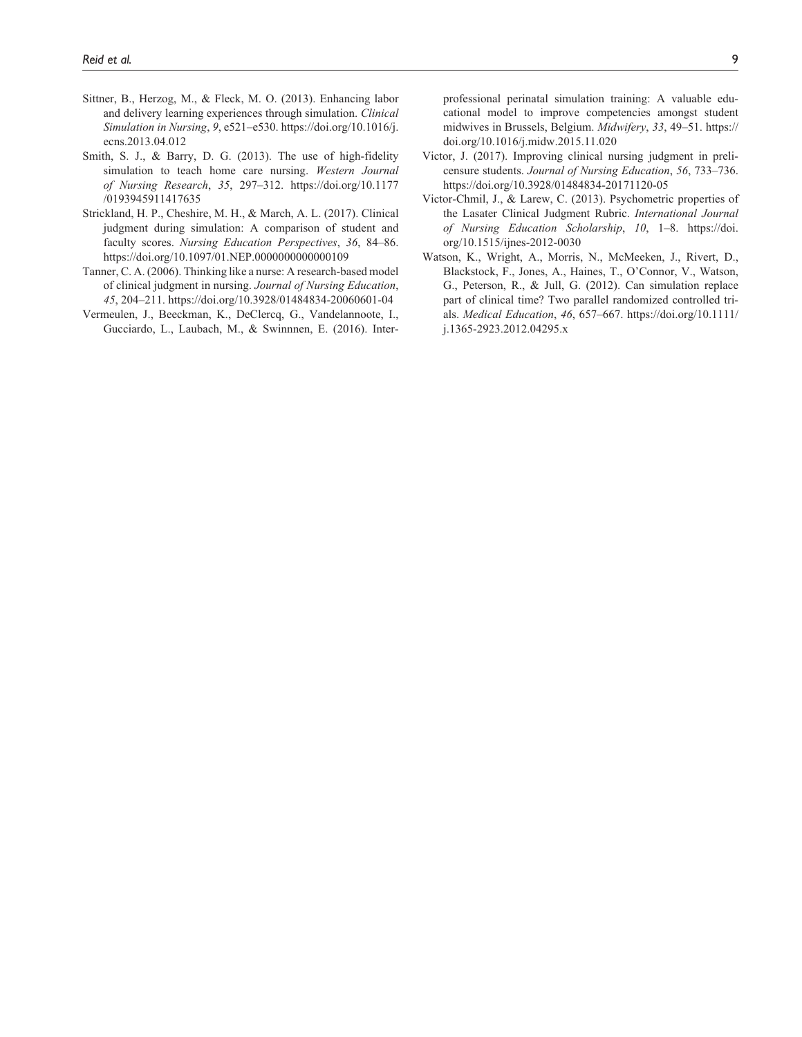Sittner, B., Herzog, M., & Fleck, M. O. (2013). Enhancing labor and delivery learning experiences through simulation. *Clinical Simulation in Nursing*, *9*, e521–e530. https://doi.org/10.1016/j.ecns.2013.04.012

Smith, S. J., & Barry, D. G. (2013). The use of high-fidelity simulation to teach home care nursing. *Western Journal of Nursing Research*, *35*, 297–312. https://doi.org/10.1177/0193945911417635

Strickland, H. P., Cheshire, M. H., & March, A. L. (2017). Clinical judgment during simulation: A comparison of student and faculty scores. *Nursing Education Perspectives*, *36*, 84–86. https://doi.org/10.1097/01.NEP.0000000000000109

Tanner, C. A. (2006). Thinking like a nurse: A research-based model of clinical judgment in nursing. *Journal of Nursing Education*, *45*, 204–211. https://doi.org/10.3928/01484834-20060601-04

Vermeulen, J., Beeckman, K., DeClercq, G., Vandelannoote, I., Gucciardo, L., Laubach, M., & Swinnnen, E. (2016). Interprofessional perinatal simulation training: A valuable educational model to improve competencies amongst student midwives in Brussels, Belgium. *Midwifery*, *33*, 49–51. https://doi.org/10.1016/j.midw.2015.11.020

Victor, J. (2017). Improving clinical nursing judgment in prelicensure students. *Journal of Nursing Education*, *56*, 733–736. https://doi.org/10.3928/01484834-20171120-05

Victor-Chmil, J., & Larew, C. (2013). Psychometric properties of the Lasater Clinical Judgment Rubric. *International Journal of Nursing Education Scholarship*, *10*, 1–8. https://doi.org/10.1515/ijnes-2012-0030

Watson, K., Wright, A., Morris, N., McMeeken, J., Rivert, D., Blackstock, F., Jones, A., Haines, T., O'Connor, V., Watson, G., Peterson, R., & Jull, G. (2012). Can simulation replace part of clinical time? Two parallel randomized controlled trials. *Medical Education*, *46*, 657–667. https://doi.org/10.1111/j.1365-2923.2012.04295.x